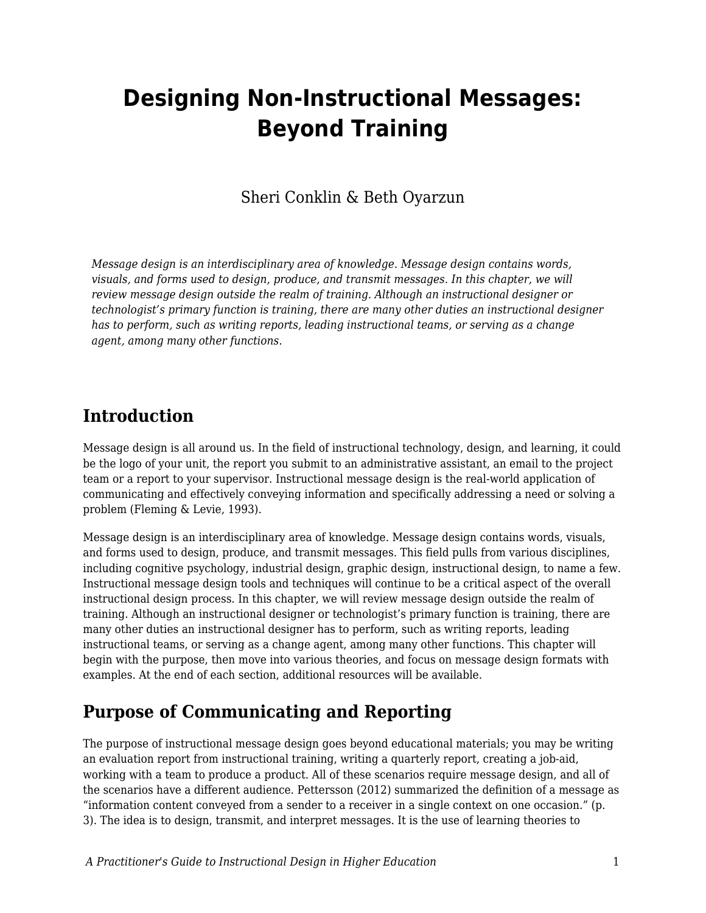# Designing Non-Instructional Messages: Beyond Training

Sheri Conklin & Beth Oyarzun

*Message design is an interdisciplinary area of knowledge. Message design contains words, visuals, and forms used to design, produce, and transmit messages. In this chapter, we will review message design outside the realm of training. Although an instructional designer or technologist's primary function is training, there are many other duties an instructional designer has to perform, such as writing reports, leading instructional teams, or serving as a change agent, among many other functions.*

## Introduction

Message design is all around us. In the field of instructional technology, design, and learning, it could be the logo of your unit, the report you submit to an administrative assistant, an email to the project team or a report to your supervisor. Instructional message design is the real-world application of communicating and effectively conveying information and specifically addressing a need or solving a problem (Fleming & Levie, 1993).

Message design is an interdisciplinary area of knowledge. Message design contains words, visuals, and forms used to design, produce, and transmit messages. This field pulls from various disciplines, including cognitive psychology, industrial design, graphic design, instructional design, to name a few. Instructional message design tools and techniques will continue to be a critical aspect of the overall instructional design process. In this chapter, we will review message design outside the realm of training. Although an instructional designer or technologist's primary function is training, there are many other duties an instructional designer has to perform, such as writing reports, leading instructional teams, or serving as a change agent, among many other functions. This chapter will begin with the purpose, then move into various theories, and focus on message design formats with examples. At the end of each section, additional resources will be available.

## Purpose of Communicating and Reporting

The purpose of instructional message design goes beyond educational materials; you may be writing an evaluation report from instructional training, writing a quarterly report, creating a job-aid, working with a team to produce a product. All of these scenarios require message design, and all of the scenarios have a different audience. Pettersson (2012) summarized the definition of a message as "information content conveyed from a sender to a receiver in a single context on one occasion." (p. 3). The idea is to design, transmit, and interpret messages. It is the use of learning theories to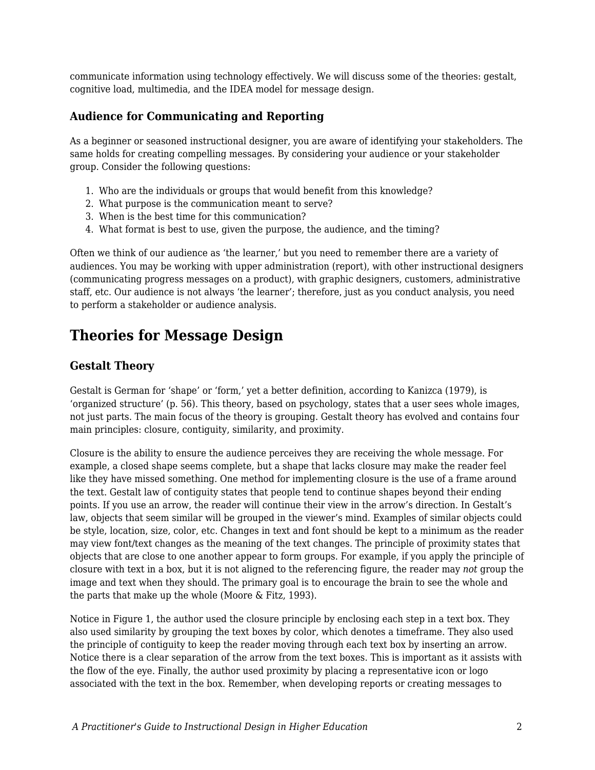communicate information using technology effectively. We will discuss some of the theories: gestalt, cognitive load, multimedia, and the IDEA model for message design.

### Audience for Communicating and Reporting

As a beginner or seasoned instructional designer, you are aware of identifying your stakeholders. The same holds for creating compelling messages. By considering your audience or your stakeholder group. Consider the following questions:

1. Who are the individuals or groups that would benefit from this knowledge?
2. What purpose is the communication meant to serve?
3. When is the best time for this communication?
4. What format is best to use, given the purpose, the audience, and the timing?

Often we think of our audience as 'the learner,' but you need to remember there are a variety of audiences. You may be working with upper administration (report), with other instructional designers (communicating progress messages on a product), with graphic designers, customers, administrative staff, etc. Our audience is not always 'the learner'; therefore, just as you conduct analysis, you need to perform a stakeholder or audience analysis.

## Theories for Message Design

### Gestalt Theory

Gestalt is German for 'shape' or 'form,' yet a better definition, according to Kanizca (1979), is 'organized structure' (p. 56). This theory, based on psychology, states that a user sees whole images, not just parts. The main focus of the theory is grouping. Gestalt theory has evolved and contains four main principles: closure, contiguity, similarity, and proximity.

Closure is the ability to ensure the audience perceives they are receiving the whole message. For example, a closed shape seems complete, but a shape that lacks closure may make the reader feel like they have missed something. One method for implementing closure is the use of a frame around the text. Gestalt law of contiguity states that people tend to continue shapes beyond their ending points. If you use an arrow, the reader will continue their view in the arrow's direction. In Gestalt's law, objects that seem similar will be grouped in the viewer's mind. Examples of similar objects could be style, location, size, color, etc. Changes in text and font should be kept to a minimum as the reader may view font/text changes as the meaning of the text changes. The principle of proximity states that objects that are close to one another appear to form groups. For example, if you apply the principle of closure with text in a box, but it is not aligned to the referencing figure, the reader may *not* group the image and text when they should. The primary goal is to encourage the brain to see the whole and the parts that make up the whole (Moore & Fitz, 1993).

Notice in Figure 1, the author used the closure principle by enclosing each step in a text box. They also used similarity by grouping the text boxes by color, which denotes a timeframe. They also used the principle of contiguity to keep the reader moving through each text box by inserting an arrow. Notice there is a clear separation of the arrow from the text boxes. This is important as it assists with the flow of the eye. Finally, the author used proximity by placing a representative icon or logo associated with the text in the box. Remember, when developing reports or creating messages to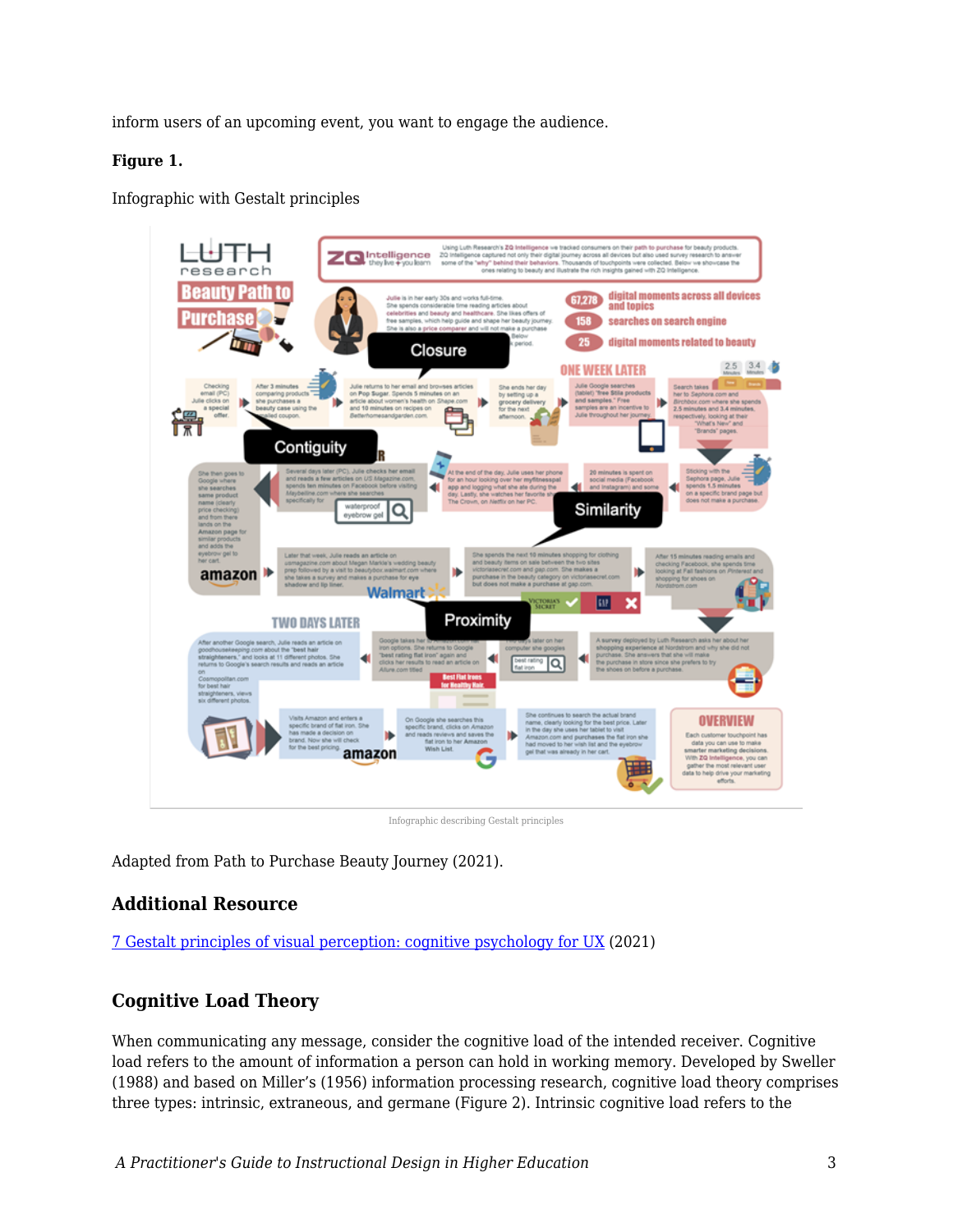inform users of an upcoming event, you want to engage the audience.

**Figure 1.**

Infographic with Gestalt principles

Infographic describing Gestalt principles

Adapted from Path to Purchase Beauty Journey (2021).

## Additional Resource

[7 Gestalt principles of visual perception: cognitive psychology for UX](7 Gestalt principles of visual perception: cognitive psychology for UX) (2021)

## Cognitive Load Theory

When communicating any message, consider the cognitive load of the intended receiver. Cognitive load refers to the amount of information a person can hold in working memory. Developed by Sweller (1988) and based on Miller's (1956) information processing research, cognitive load theory comprises three types: intrinsic, extraneous, and germane (Figure 2). Intrinsic cognitive load refers to the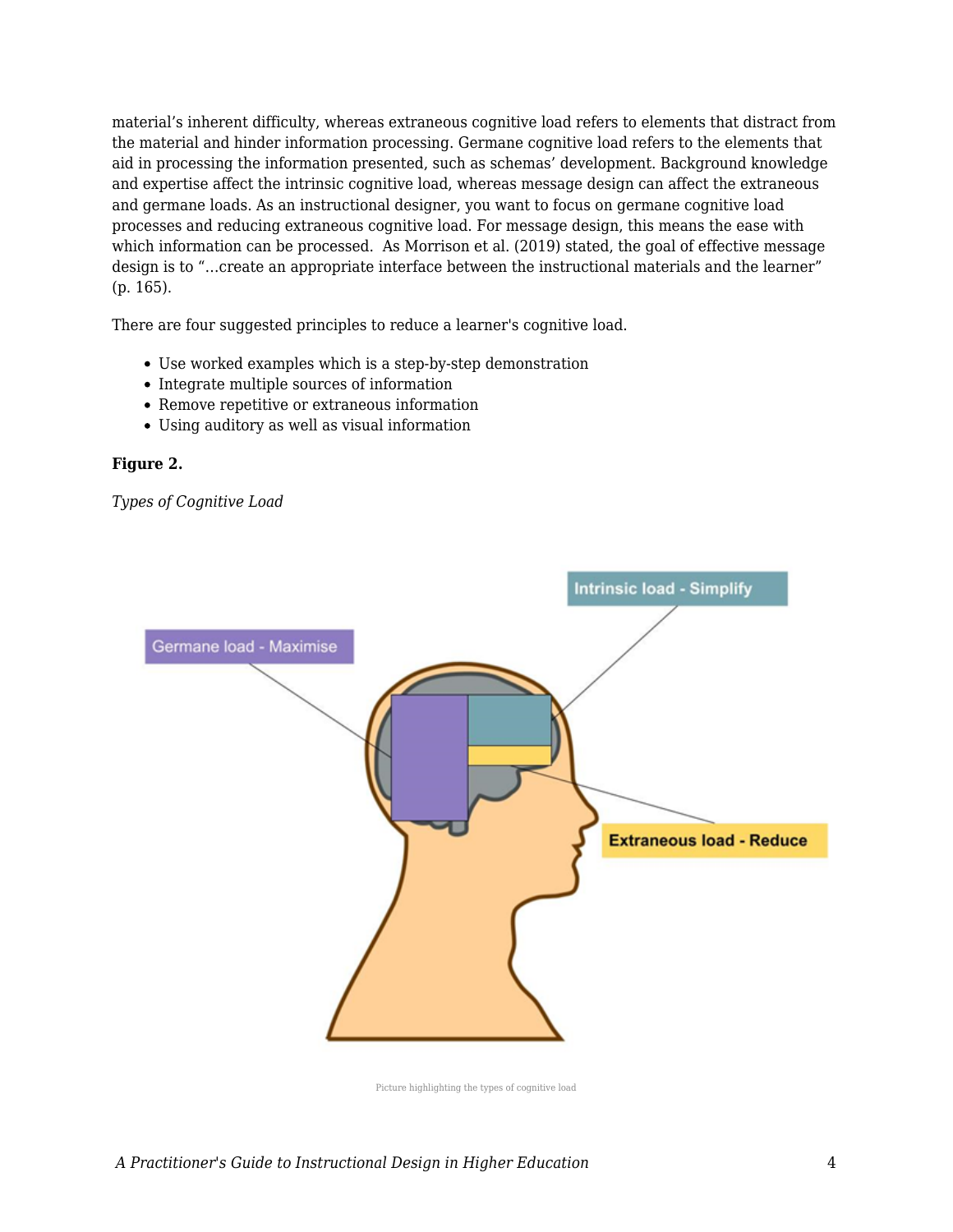material's inherent difficulty, whereas extraneous cognitive load refers to elements that distract from the material and hinder information processing. Germane cognitive load refers to the elements that aid in processing the information presented, such as schemas' development. Background knowledge and expertise affect the intrinsic cognitive load, whereas message design can affect the extraneous and germane loads. As an instructional designer, you want to focus on germane cognitive load processes and reducing extraneous cognitive load. For message design, this means the ease with which information can be processed. As Morrison et al. (2019) stated, the goal of effective message design is to "...create an appropriate interface between the instructional materials and the learner" (p. 165).

There are four suggested principles to reduce a learner's cognitive load.

- Use worked examples which is a step-by-step demonstration
- Integrate multiple sources of information
- Remove repetitive or extraneous information
- Using auditory as well as visual information

**Figure 2.**

*Types of Cognitive Load*

Picture highlighting the types of cognitive load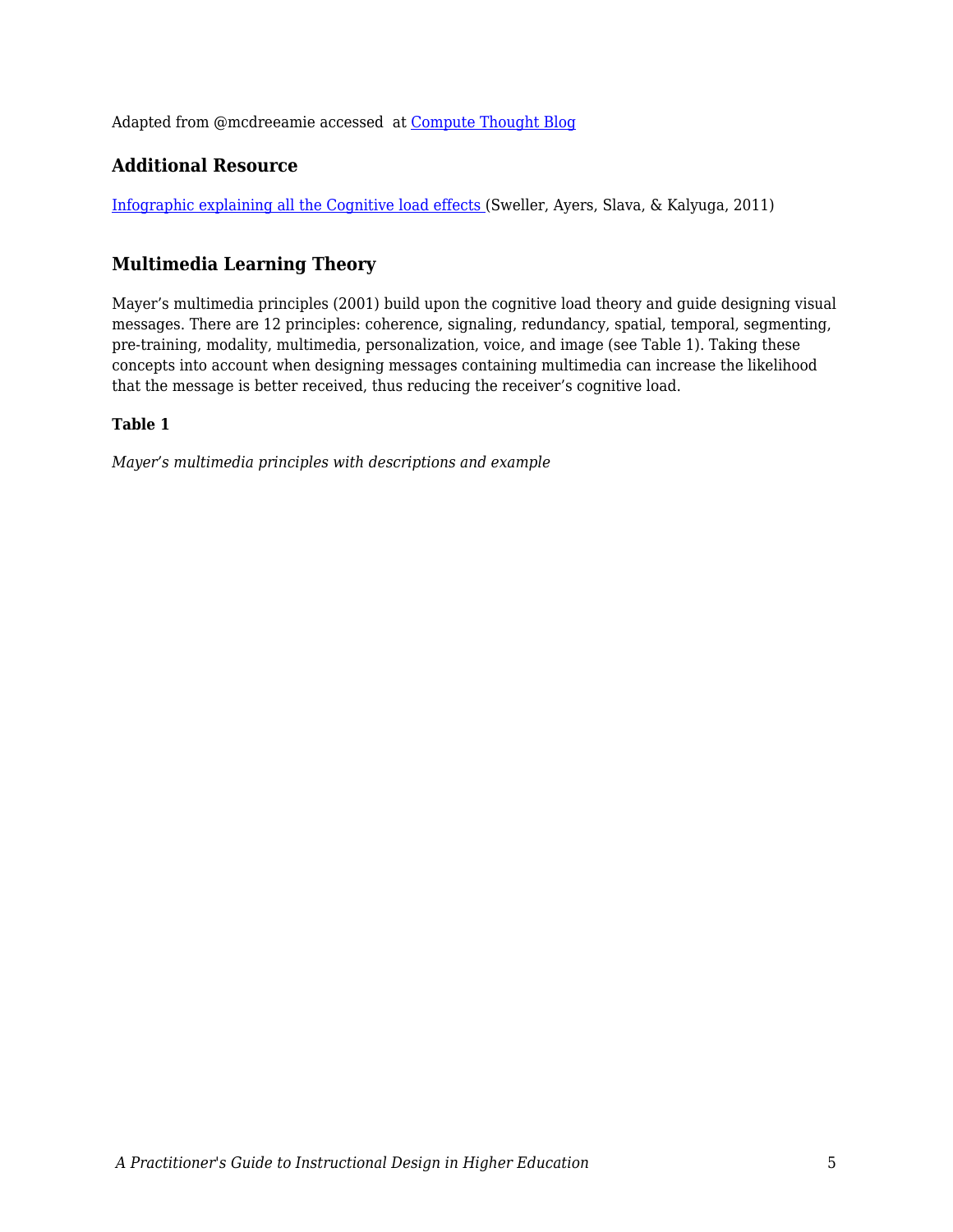Adapted from @mcdreeamie accessed at [Compute Thought Blog]

### Additional Resource

[Infographic explaining all the Cognitive load effects] (Sweller, Ayers, Slava, & Kalyuga, 2011)

### Multimedia Learning Theory

Mayer's multimedia principles (2001) build upon the cognitive load theory and guide designing visual messages. There are 12 principles: coherence, signaling, redundancy, spatial, temporal, segmenting, pre-training, modality, multimedia, personalization, voice, and image (see Table 1). Taking these concepts into account when designing messages containing multimedia can increase the likelihood that the message is better received, thus reducing the receiver's cognitive load.

**Table 1**

*Mayer's multimedia principles with descriptions and example*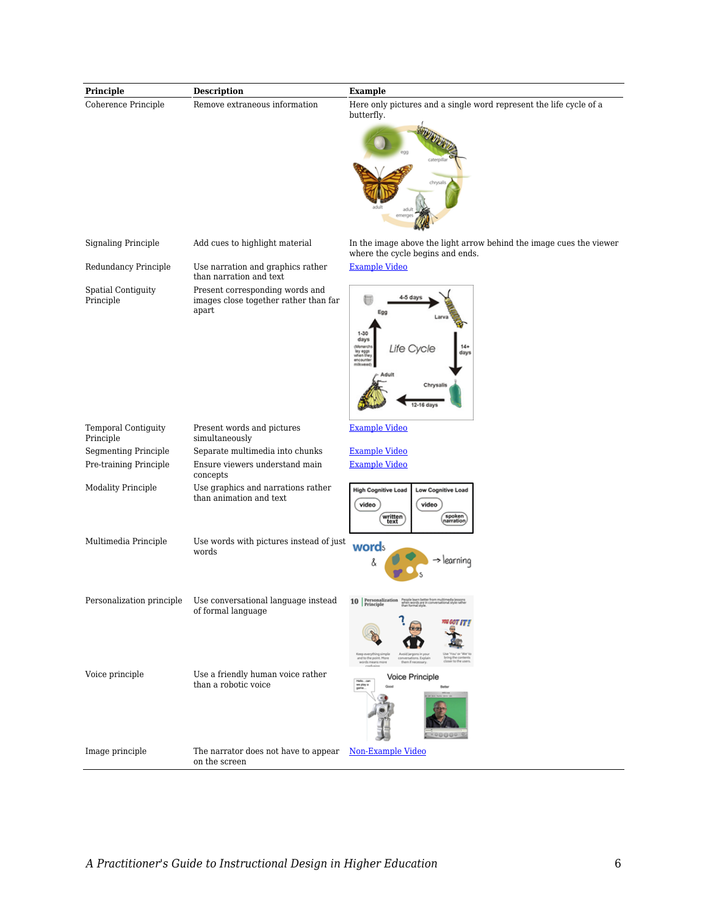| Principle | Description | Example |
|---|---|---|
| Coherence Principle | Remove extraneous information | Here only pictures and a single word represent the life cycle of a butterfly. |
| Signaling Principle | Add cues to highlight material | In the image above the light arrow behind the image cues the viewer where the cycle begins and ends. |
| Redundancy Principle | Use narration and graphics rather than narration and text | Example Video |
| Spatial Contiguity Principle | Present corresponding words and images close together rather than far apart | |
| Temporal Contiguity Principle | Present words and pictures simultaneously | Example Video |
| Segmenting Principle | Separate multimedia into chunks | Example Video |
| Pre-training Principle | Ensure viewers understand main concepts | Example Video |
| Modality Principle | Use graphics and narrations rather than animation and text | |
| Multimedia Principle | Use words with pictures instead of just words | |
| Personalization principle | Use conversational language instead of formal language | |
| Voice principle | Use a friendly human voice rather than a robotic voice | |
| Image principle | The narrator does not have to appear on the screen | Non-Example Video |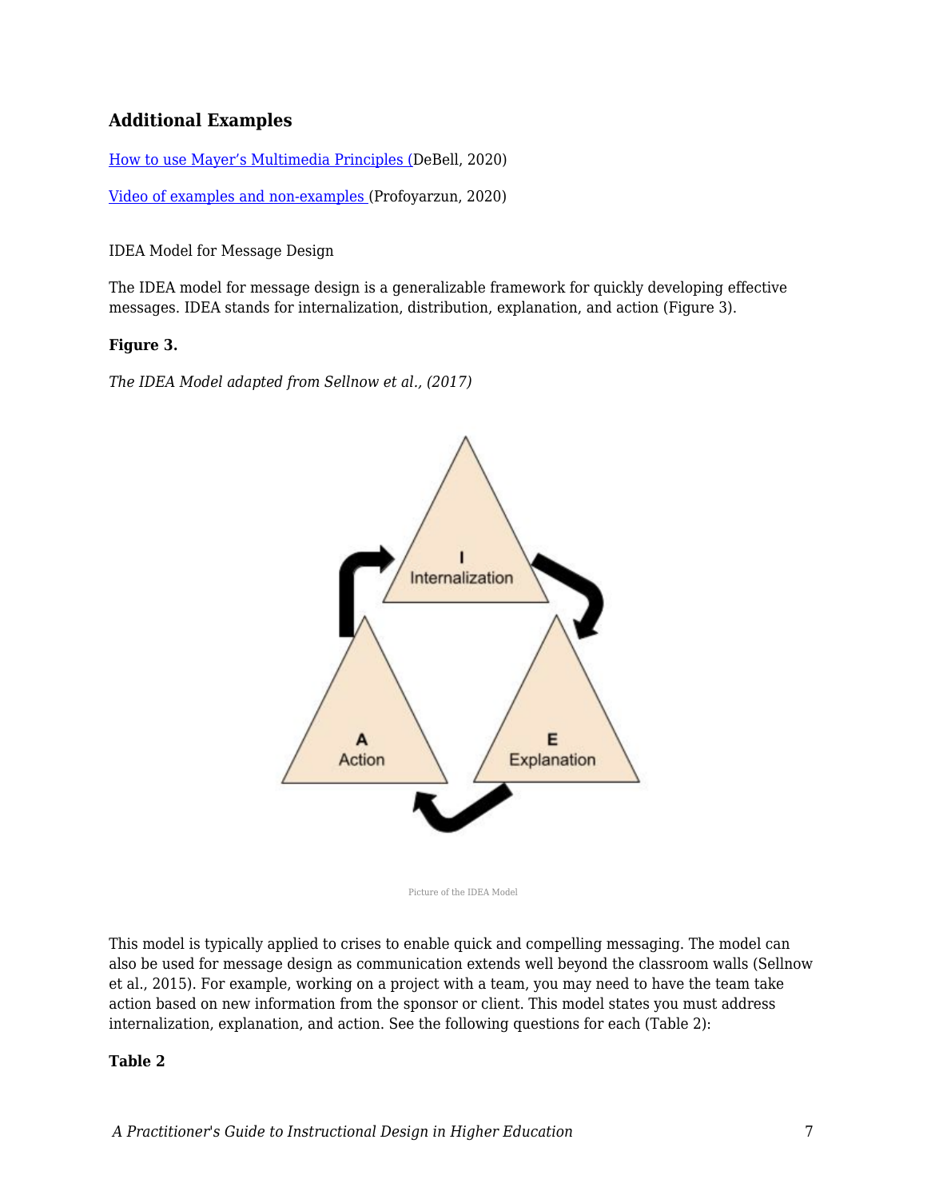### Additional Examples

How to use Mayer's Multimedia Principles (DeBell, 2020)

Video of examples and non-examples (Profoyarzun, 2020)

IDEA Model for Message Design

The IDEA model for message design is a generalizable framework for quickly developing effective messages. IDEA stands for internalization, distribution, explanation, and action (Figure 3).

**Figure 3.**

*The IDEA Model adapted from Sellnow et al., (2017)*

Picture of the IDEA Model

This model is typically applied to crises to enable quick and compelling messaging. The model can also be used for message design as communication extends well beyond the classroom walls (Sellnow et al., 2015). For example, working on a project with a team, you may need to have the team take action based on new information from the sponsor or client. This model states you must address internalization, explanation, and action. See the following questions for each (Table 2):

**Table 2**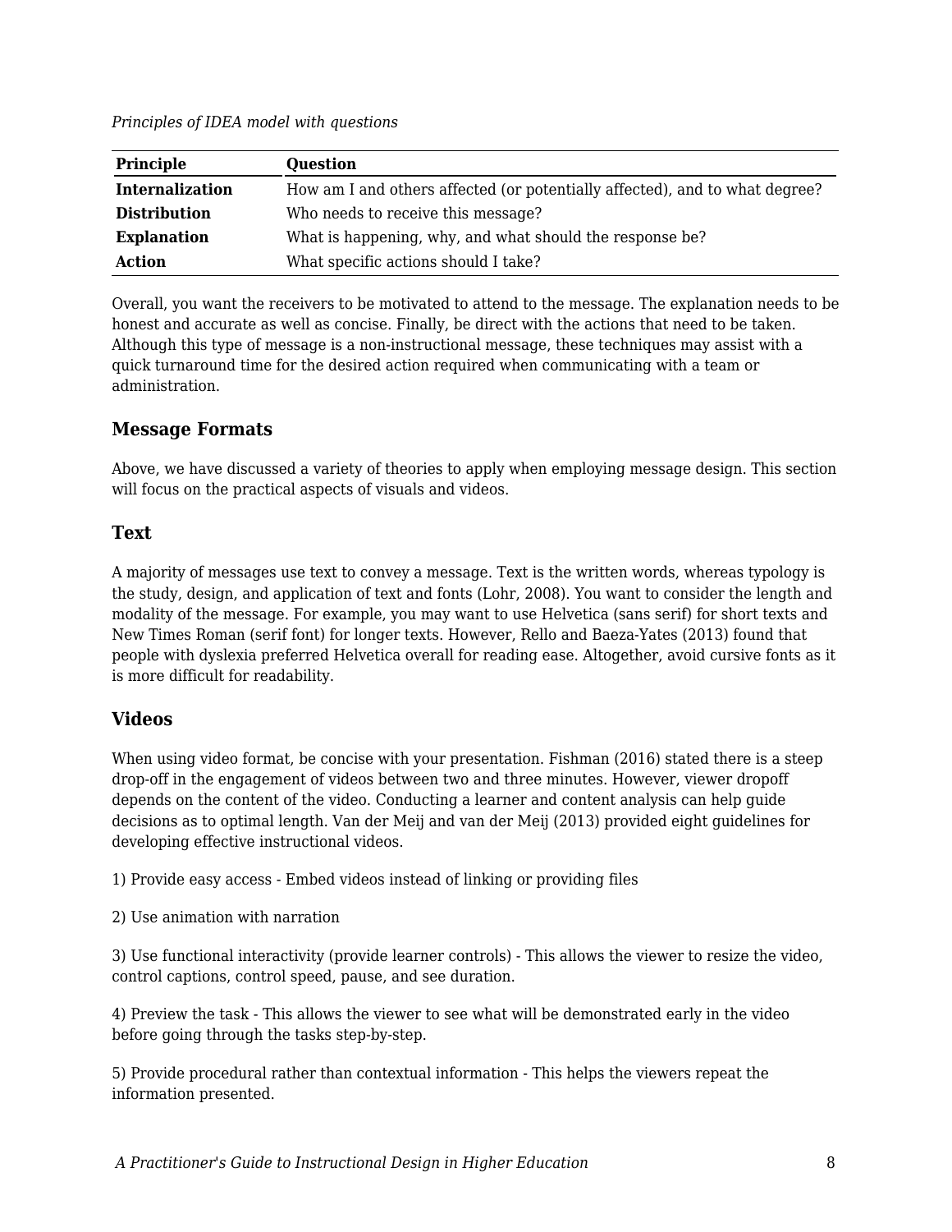*Principles of IDEA model with questions*

| **Principle** | **Question** |
| --- | --- |
| **Internalization** | How am I and others affected (or potentially affected), and to what degree? |
| **Distribution** | Who needs to receive this message? |
| **Explanation** | What is happening, why, and what should the response be? |
| **Action** | What specific actions should I take? |

Overall, you want the receivers to be motivated to attend to the message. The explanation needs to be honest and accurate as well as concise. Finally, be direct with the actions that need to be taken. Although this type of message is a non-instructional message, these techniques may assist with a quick turnaround time for the desired action required when communicating with a team or administration.

### Message Formats

Above, we have discussed a variety of theories to apply when employing message design. This section will focus on the practical aspects of visuals and videos.

### Text

A majority of messages use text to convey a message. Text is the written words, whereas typology is the study, design, and application of text and fonts (Lohr, 2008). You want to consider the length and modality of the message. For example, you may want to use Helvetica (sans serif) for short texts and New Times Roman (serif font) for longer texts. However, Rello and Baeza-Yates (2013) found that people with dyslexia preferred Helvetica overall for reading ease. Altogether, avoid cursive fonts as it is more difficult for readability.

### Videos

When using video format, be concise with your presentation. Fishman (2016) stated there is a steep drop-off in the engagement of videos between two and three minutes. However, viewer dropoff depends on the content of the video. Conducting a learner and content analysis can help guide decisions as to optimal length. Van der Meij and van der Meij (2013) provided eight guidelines for developing effective instructional videos.

1) Provide easy access - Embed videos instead of linking or providing files

2) Use animation with narration

3) Use functional interactivity (provide learner controls) - This allows the viewer to resize the video, control captions, control speed, pause, and see duration.

4) Preview the task - This allows the viewer to see what will be demonstrated early in the video before going through the tasks step-by-step.

5) Provide procedural rather than contextual information - This helps the viewers repeat the information presented.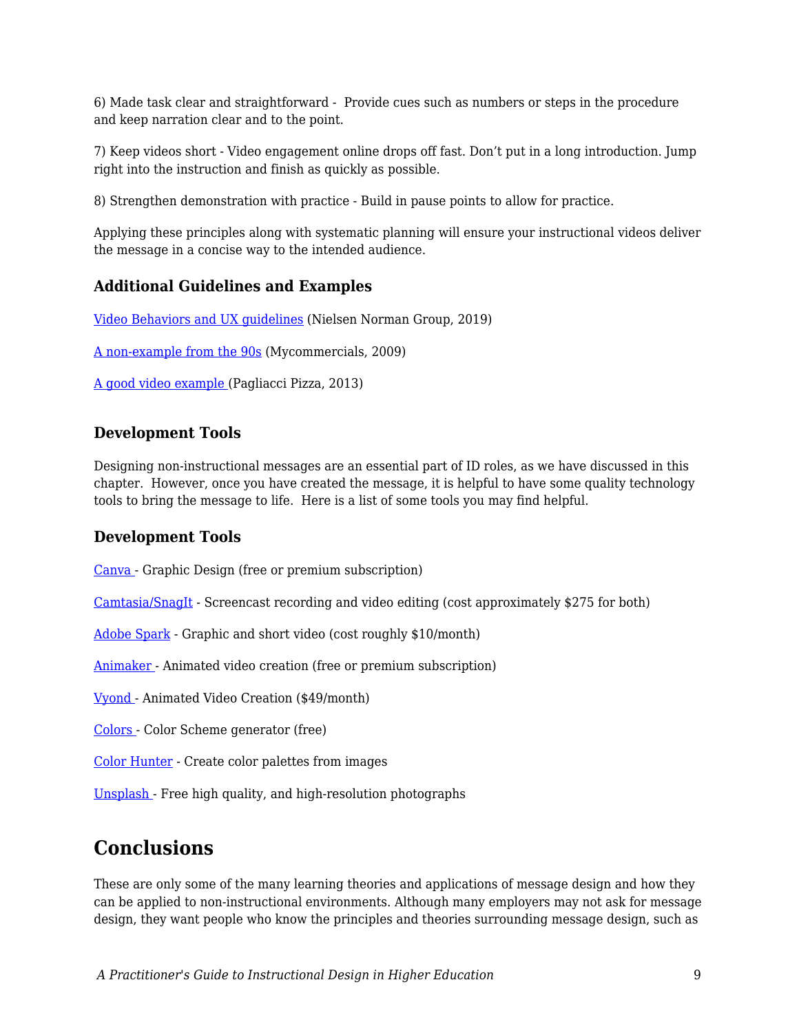6) Made task clear and straightforward - Provide cues such as numbers or steps in the procedure and keep narration clear and to the point.

7) Keep videos short - Video engagement online drops off fast. Don't put in a long introduction. Jump right into the instruction and finish as quickly as possible.

8) Strengthen demonstration with practice - Build in pause points to allow for practice.

Applying these principles along with systematic planning will ensure your instructional videos deliver the message in a concise way to the intended audience.

### Additional Guidelines and Examples

Video Behaviors and UX guidelines (Nielsen Norman Group, 2019)

A non-example from the 90s (Mycommercials, 2009)

A good video example (Pagliacci Pizza, 2013)

### Development Tools

Designing non-instructional messages are an essential part of ID roles, as we have discussed in this chapter. However, once you have created the message, it is helpful to have some quality technology tools to bring the message to life. Here is a list of some tools you may find helpful.

### Development Tools

Canva - Graphic Design (free or premium subscription)

Camtasia/SnagIt - Screencast recording and video editing (cost approximately $275 for both)

Adobe Spark - Graphic and short video (cost roughly $10/month)

Animaker - Animated video creation (free or premium subscription)

Vyond - Animated Video Creation ($49/month)

Colors - Color Scheme generator (free)

Color Hunter - Create color palettes from images

Unsplash - Free high quality, and high-resolution photographs

## Conclusions

These are only some of the many learning theories and applications of message design and how they can be applied to non-instructional environments. Although many employers may not ask for message design, they want people who know the principles and theories surrounding message design, such as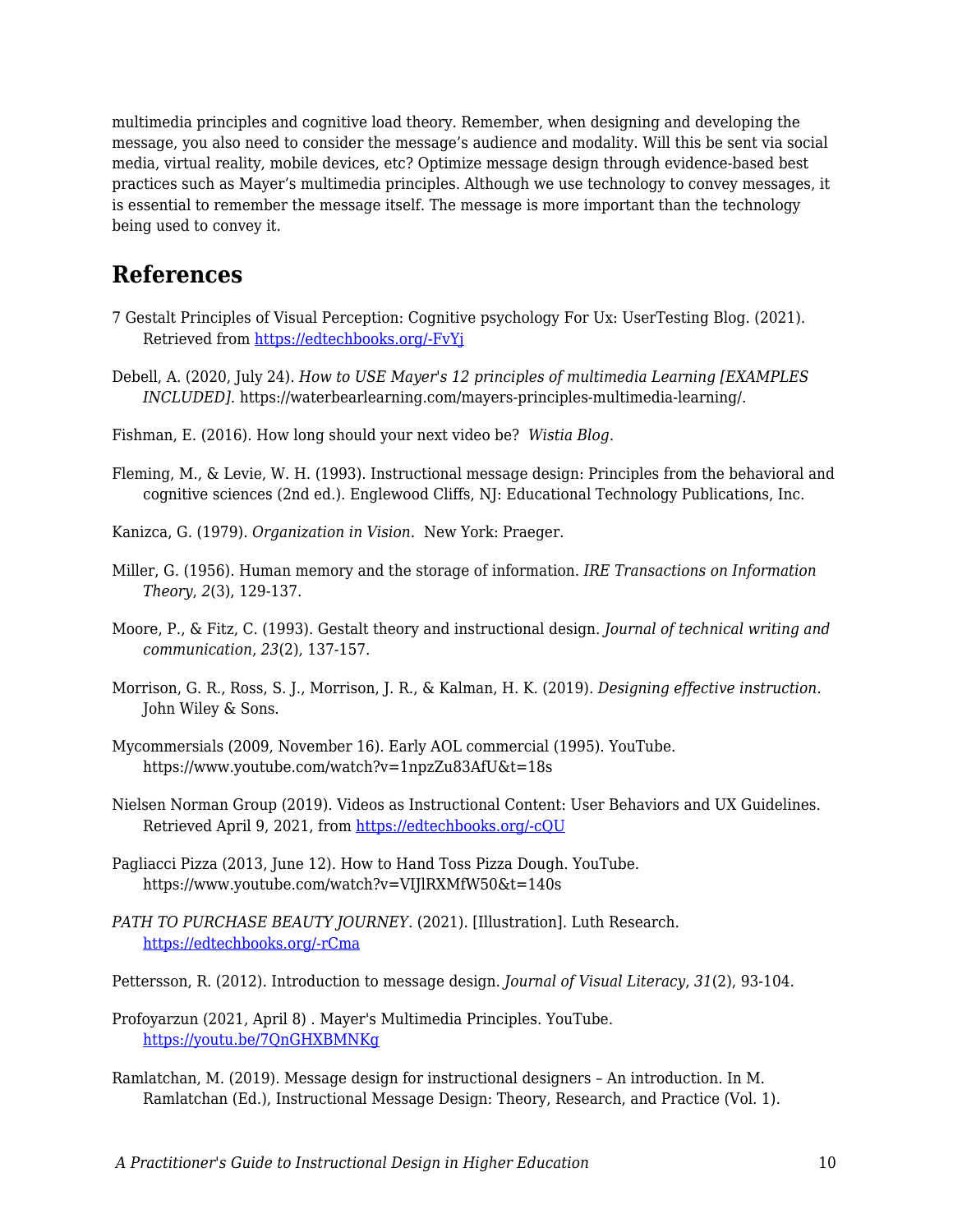multimedia principles and cognitive load theory. Remember, when designing and developing the message, you also need to consider the message's audience and modality. Will this be sent via social media, virtual reality, mobile devices, etc? Optimize message design through evidence-based best practices such as Mayer's multimedia principles. Although we use technology to convey messages, it is essential to remember the message itself. The message is more important than the technology being used to convey it.

## References

7 Gestalt Principles of Visual Perception: Cognitive psychology For Ux: UserTesting Blog. (2021). Retrieved from https://edtechbooks.org/-FvYj

Debell, A. (2020, July 24). *How to USE Mayer's 12 principles of multimedia Learning [EXAMPLES INCLUDED]*. https://waterbearlearning.com/mayers-principles-multimedia-learning/.

Fishman, E. (2016). How long should your next video be? *Wistia Blog*.

Fleming, M., & Levie, W. H. (1993). Instructional message design: Principles from the behavioral and cognitive sciences (2nd ed.). Englewood Cliffs, NJ: Educational Technology Publications, Inc.

Kanizca, G. (1979). *Organization in Vision.* New York: Praeger.

Miller, G. (1956). Human memory and the storage of information. *IRE Transactions on Information Theory*, *2*(3), 129-137.

Moore, P., & Fitz, C. (1993). Gestalt theory and instructional design. *Journal of technical writing and communication*, *23*(2), 137-157.

Morrison, G. R., Ross, S. J., Morrison, J. R., & Kalman, H. K. (2019). *Designing effective instruction*. John Wiley & Sons.

Mycommersials (2009, November 16). Early AOL commercial (1995). YouTube. https://www.youtube.com/watch?v=1npzZu83AfU&t=18s

Nielsen Norman Group (2019). Videos as Instructional Content: User Behaviors and UX Guidelines. Retrieved April 9, 2021, from https://edtechbooks.org/-cQU

Pagliacci Pizza (2013, June 12). How to Hand Toss Pizza Dough. YouTube. https://www.youtube.com/watch?v=VIJlRXMfW50&t=140s

*PATH TO PURCHASE BEAUTY JOURNEY*. (2021). [Illustration]. Luth Research. https://edtechbooks.org/-rCma

Pettersson, R. (2012). Introduction to message design. *Journal of Visual Literacy*, *31*(2), 93-104.

Profoyarzun (2021, April 8) . Mayer's Multimedia Principles. YouTube. https://youtu.be/7QnGHXBMNKg

Ramlatchan, M. (2019). Message design for instructional designers – An introduction. In M. Ramlatchan (Ed.), Instructional Message Design: Theory, Research, and Practice (Vol. 1).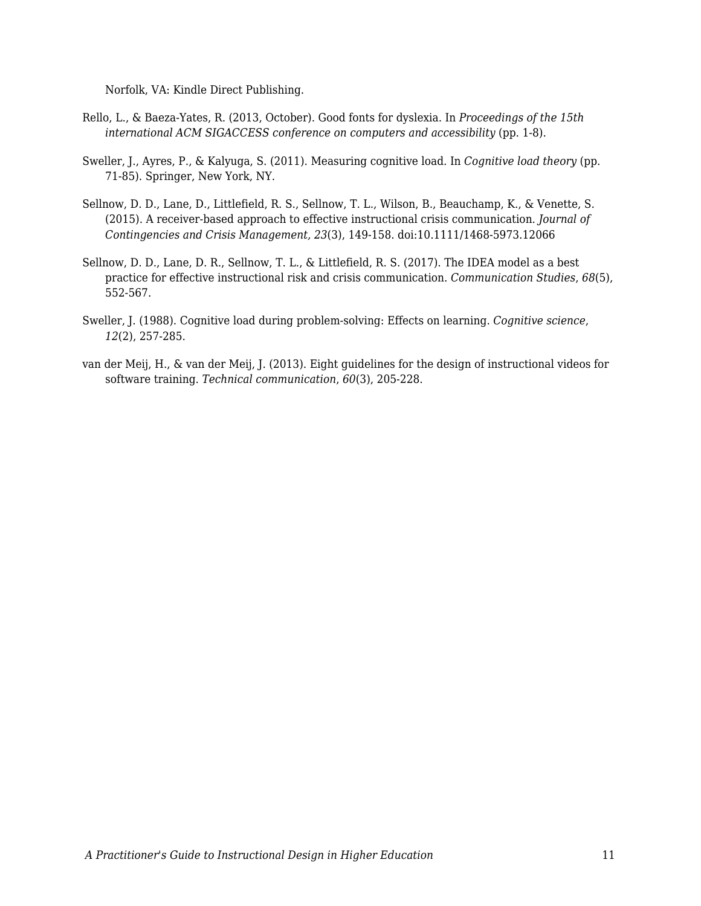Norfolk, VA: Kindle Direct Publishing.

Rello, L., & Baeza-Yates, R. (2013, October). Good fonts for dyslexia. In *Proceedings of the 15th international ACM SIGACCESS conference on computers and accessibility* (pp. 1-8).

Sweller, J., Ayres, P., & Kalyuga, S. (2011). Measuring cognitive load. In *Cognitive load theory* (pp. 71-85). Springer, New York, NY.

Sellnow, D. D., Lane, D., Littlefield, R. S., Sellnow, T. L., Wilson, B., Beauchamp, K., & Venette, S. (2015). A receiver-based approach to effective instructional crisis communication. *Journal of Contingencies and Crisis Management, 23*(3), 149-158. doi:10.1111/1468-5973.12066

Sellnow, D. D., Lane, D. R., Sellnow, T. L., & Littlefield, R. S. (2017). The IDEA model as a best practice for effective instructional risk and crisis communication. *Communication Studies*, *68*(5), 552-567.

Sweller, J. (1988). Cognitive load during problem-solving: Effects on learning. *Cognitive science*, *12*(2), 257-285.

van der Meij, H., & van der Meij, J. (2013). Eight guidelines for the design of instructional videos for software training. *Technical communication*, *60*(3), 205-228.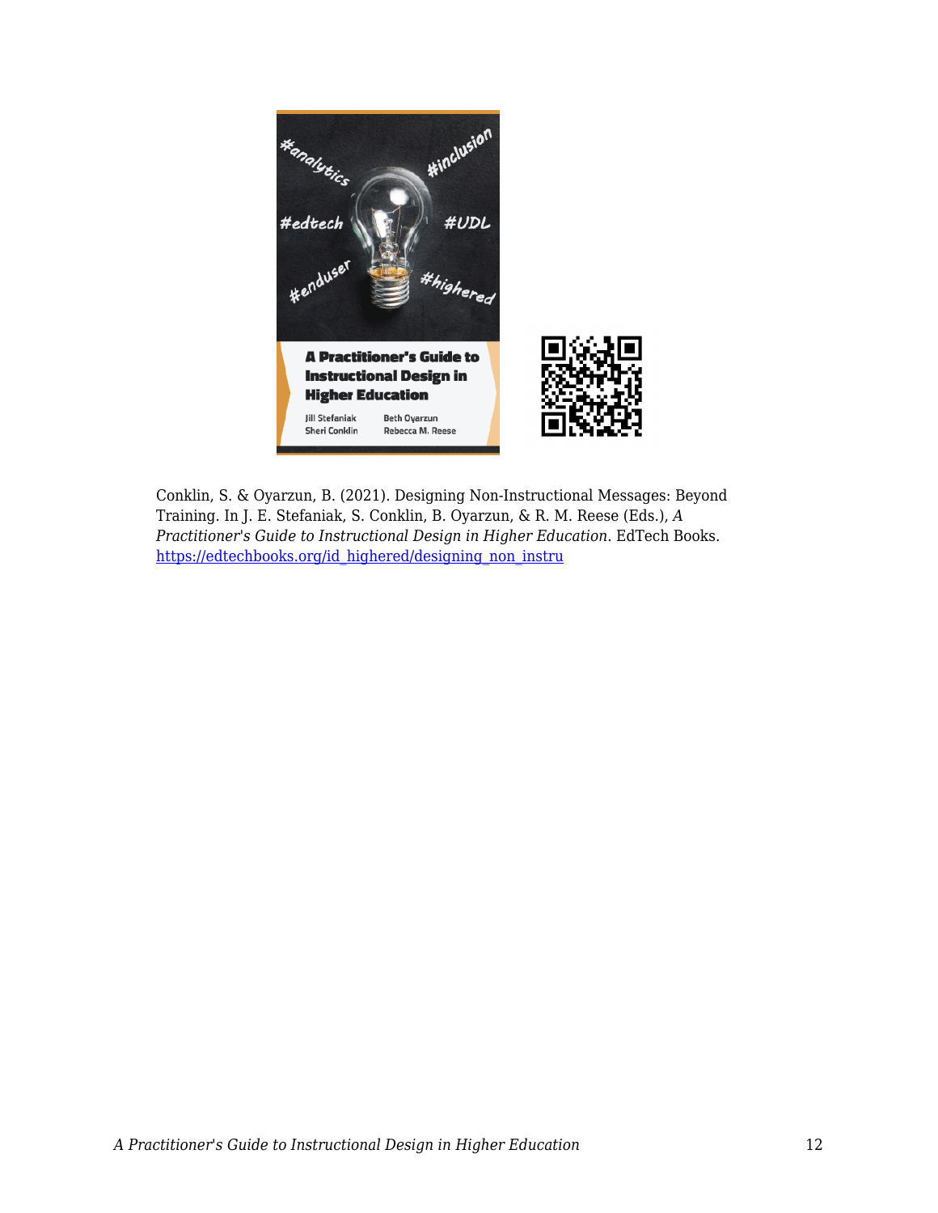Conklin, S. & Oyarzun, B. (2021). Designing Non-Instructional Messages: Beyond Training. In J. E. Stefaniak, S. Conklin, B. Oyarzun, & R. M. Reese (Eds.), *A Practitioner's Guide to Instructional Design in Higher Education*. EdTech Books. [https://edtechbooks.org/id_highered/designing_non_instru](https://edtechbooks.org/id_highered/designing_non_instru)